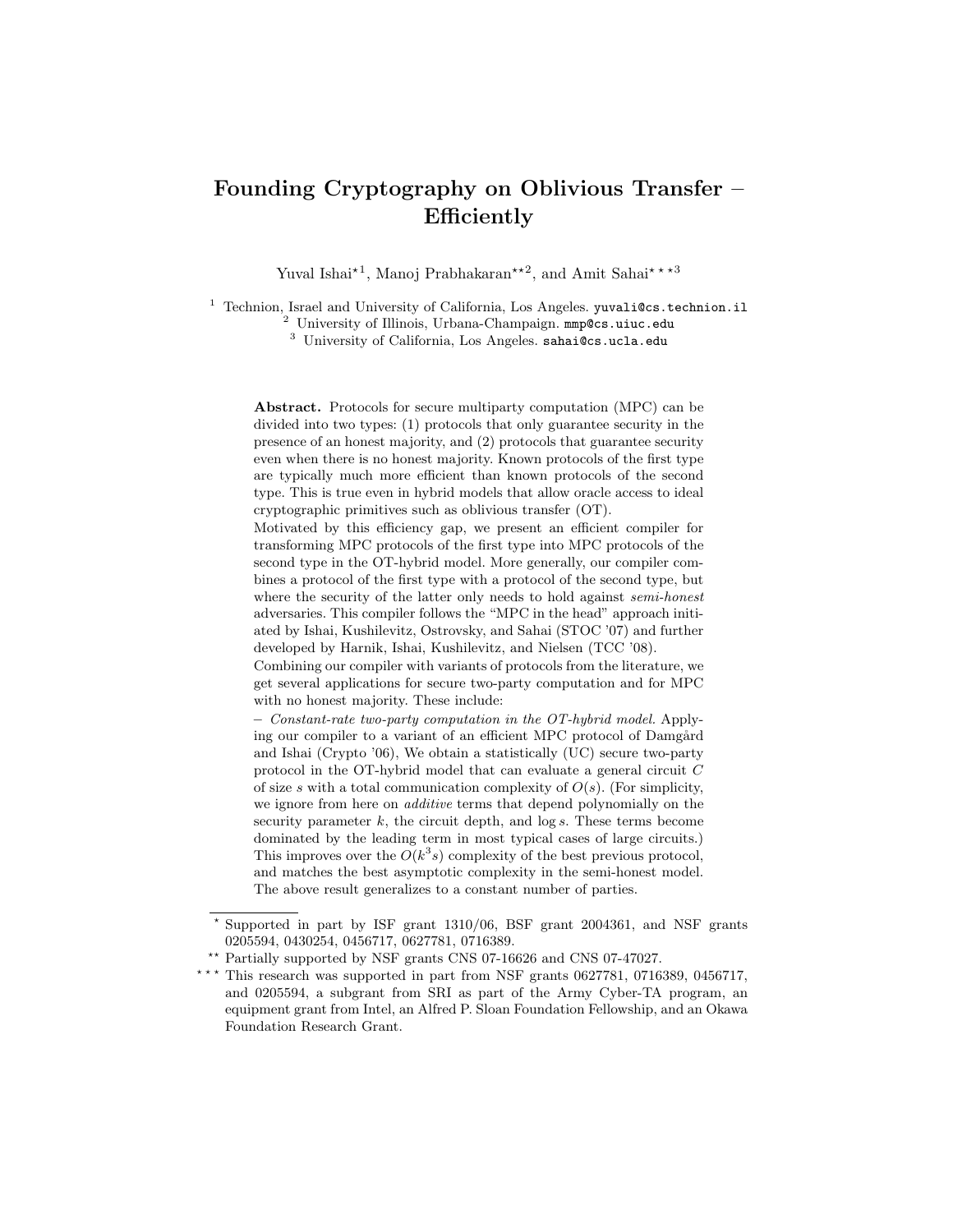# Founding Cryptography on Oblivious Transfer – Efficiently

Yuval Ishai[⋆1], Manoj Prabhakaran[⋆⋆2], and Amit Sahai[⋆⋆⋆3]

[1] Technion, Israel and University of California, Los Angeles. yuvali@cs.technion.il
[2] University of Illinois, Urbana-Champaign. mmp@cs.uiuc.edu
[3] University of California, Los Angeles. sahai@cs.ucla.edu

**Abstract.** Protocols for secure multiparty computation (MPC) can be divided into two types: (1) protocols that only guarantee security in the presence of an honest majority, and (2) protocols that guarantee security even when there is no honest majority. Known protocols of the first type are typically much more efficient than known protocols of the second type. This is true even in hybrid models that allow oracle access to ideal cryptographic primitives such as oblivious transfer (OT).

Motivated by this efficiency gap, we present an efficient compiler for transforming MPC protocols of the first type into MPC protocols of the second type in the OT-hybrid model. More generally, our compiler combines a protocol of the first type with a protocol of the second type, but where the security of the latter only needs to hold against *semi-honest* adversaries. This compiler follows the "MPC in the head" approach initiated by Ishai, Kushilevitz, Ostrovsky, and Sahai (STOC '07) and further developed by Harnik, Ishai, Kushilevitz, and Nielsen (TCC '08).

Combining our compiler with variants of protocols from the literature, we get several applications for secure two-party computation and for MPC with no honest majority. These include:

– *Constant-rate two-party computation in the OT-hybrid model.* Applying our compiler to a variant of an efficient MPC protocol of Damgård and Ishai (Crypto '06), We obtain a statistically (UC) secure two-party protocol in the OT-hybrid model that can evaluate a general circuit $C$ of size $s$ with a total communication complexity of $O(s)$. (For simplicity, we ignore from here on *additive* terms that depend polynomially on the security parameter $k$, the circuit depth, and $\log s$. These terms become dominated by the leading term in most typical cases of large circuits.) This improves over the $O(k^3 s)$ complexity of the best previous protocol, and matches the best asymptotic complexity in the semi-honest model. The above result generalizes to a constant number of parties.

---

⋆ Supported in part by ISF grant 1310/06, BSF grant 2004361, and NSF grants 0205594, 0430254, 0456717, 0627781, 0716389.

⋆⋆ Partially supported by NSF grants CNS 07-16626 and CNS 07-47027.

⋆⋆⋆ This research was supported in part from NSF grants 0627781, 0716389, 0456717, and 0205594, a subgrant from SRI as part of the Army Cyber-TA program, an equipment grant from Intel, an Alfred P. Sloan Foundation Fellowship, and an Okawa Foundation Research Grant.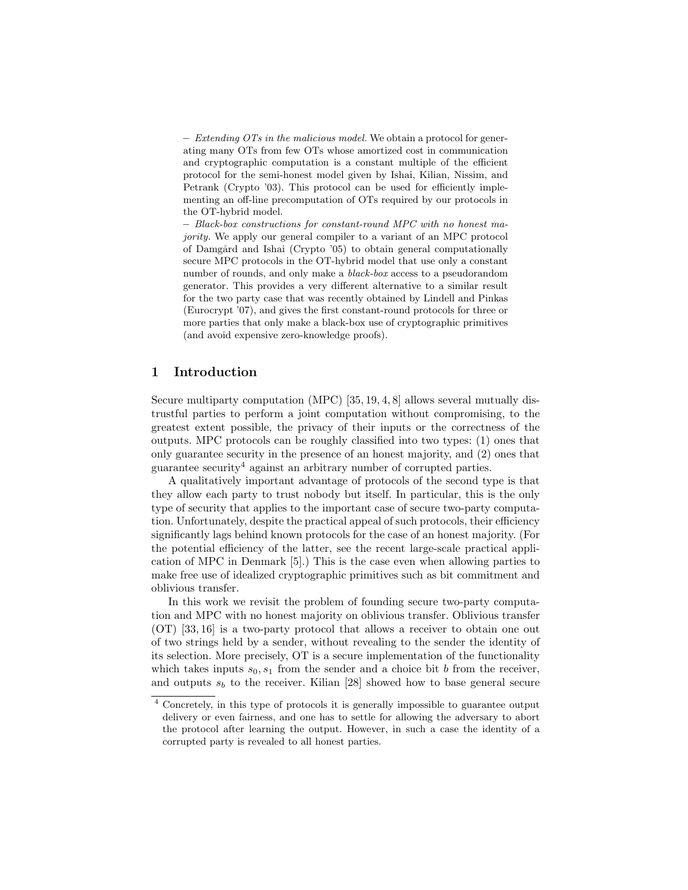– *Extending OTs in the malicious model.* We obtain a protocol for generating many OTs from few OTs whose amortized cost in communication and cryptographic computation is a constant multiple of the efficient protocol for the semi-honest model given by Ishai, Kilian, Nissim, and Petrank (Crypto '03). This protocol can be used for efficiently implementing an off-line precomputation of OTs required by our protocols in the OT-hybrid model.

– *Black-box constructions for constant-round MPC with no honest majority.* We apply our general compiler to a variant of an MPC protocol of Damgård and Ishai (Crypto '05) to obtain general computationally secure MPC protocols in the OT-hybrid model that use only a constant number of rounds, and only make a *black-box* access to a pseudorandom generator. This provides a very different alternative to a similar result for the two party case that was recently obtained by Lindell and Pinkas (Eurocrypt '07), and gives the first constant-round protocols for three or more parties that only make a black-box use of cryptographic primitives (and avoid expensive zero-knowledge proofs).

## 1 Introduction

Secure multiparty computation (MPC) [35, 19, 4, 8] allows several mutually distrustful parties to perform a joint computation without compromising, to the greatest extent possible, the privacy of their inputs or the correctness of the outputs. MPC protocols can be roughly classified into two types: (1) ones that only guarantee security in the presence of an honest majority, and (2) ones that guarantee security[4] against an arbitrary number of corrupted parties.

A qualitatively important advantage of protocols of the second type is that they allow each party to trust nobody but itself. In particular, this is the only type of security that applies to the important case of secure two-party computation. Unfortunately, despite the practical appeal of such protocols, their efficiency significantly lags behind known protocols for the case of an honest majority. (For the potential efficiency of the latter, see the recent large-scale practical application of MPC in Denmark [5].) This is the case even when allowing parties to make free use of idealized cryptographic primitives such as bit commitment and oblivious transfer.

In this work we revisit the problem of founding secure two-party computation and MPC with no honest majority on oblivious transfer. Oblivious transfer (OT) [33, 16] is a two-party protocol that allows a receiver to obtain one out of two strings held by a sender, without revealing to the sender the identity of its selection. More precisely, OT is a secure implementation of the functionality which takes inputs $s_0, s_1$ from the sender and a choice bit $b$ from the receiver, and outputs $s_b$ to the receiver. Kilian [28] showed how to base general secure

[4] Concretely, in this type of protocols it is generally impossible to guarantee output delivery or even fairness, and one has to settle for allowing the adversary to abort the protocol after learning the output. However, in such a case the identity of a corrupted party is revealed to all honest parties.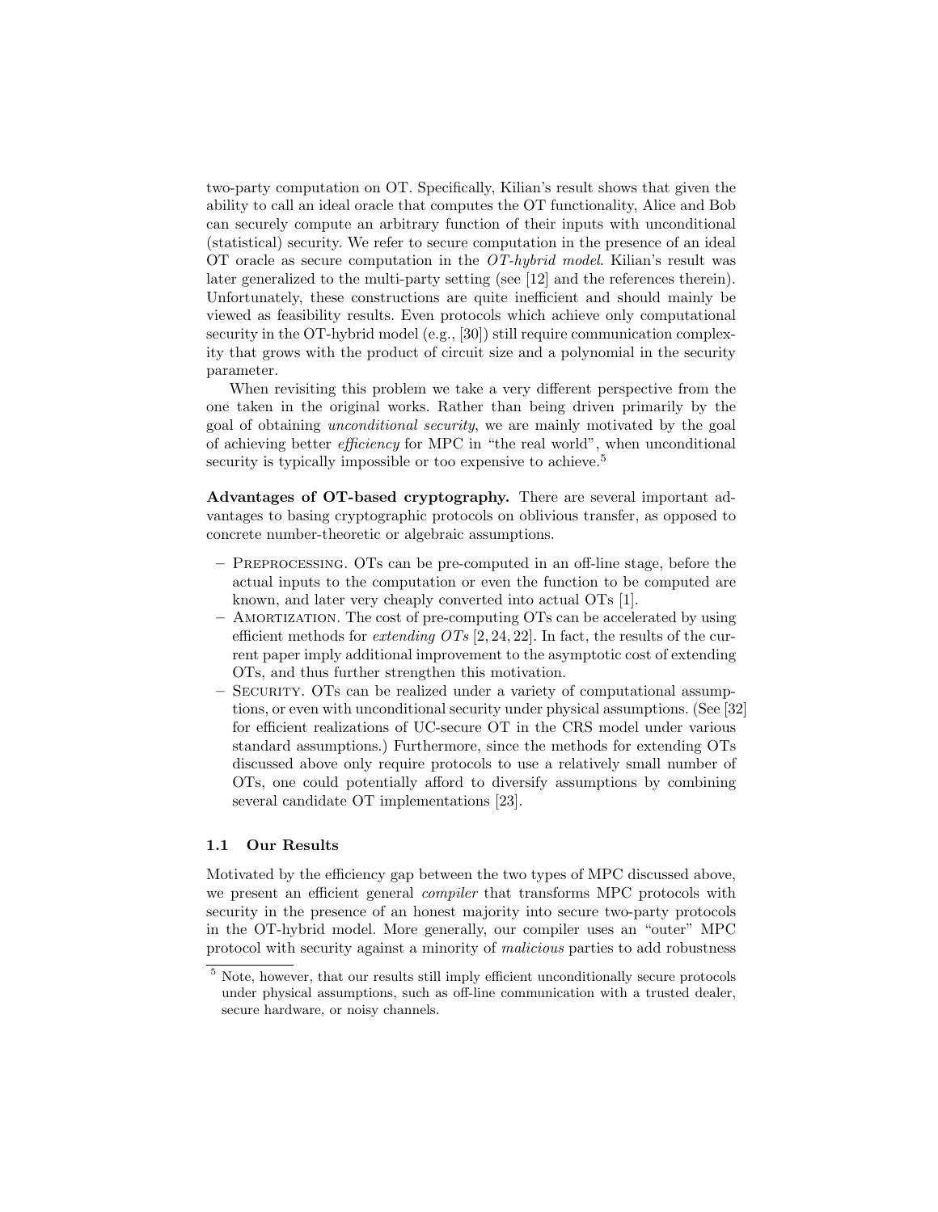two-party computation on OT. Specifically, Kilian's result shows that given the ability to call an ideal oracle that computes the OT functionality, Alice and Bob can securely compute an arbitrary function of their inputs with unconditional (statistical) security. We refer to secure computation in the presence of an ideal OT oracle as secure computation in the *OT-hybrid model*. Kilian's result was later generalized to the multi-party setting (see [12] and the references therein). Unfortunately, these constructions are quite inefficient and should mainly be viewed as feasibility results. Even protocols which achieve only computational security in the OT-hybrid model (e.g., [30]) still require communication complexity that grows with the product of circuit size and a polynomial in the security parameter.

When revisiting this problem we take a very different perspective from the one taken in the original works. Rather than being driven primarily by the goal of obtaining *unconditional security*, we are mainly motivated by the goal of achieving better *efficiency* for MPC in "the real world", when unconditional security is typically impossible or too expensive to achieve.[5]

**Advantages of OT-based cryptography.** There are several important advantages to basing cryptographic protocols on oblivious transfer, as opposed to concrete number-theoretic or algebraic assumptions.

- Preprocessing. OTs can be pre-computed in an off-line stage, before the actual inputs to the computation or even the function to be computed are known, and later very cheaply converted into actual OTs [1].
- Amortization. The cost of pre-computing OTs can be accelerated by using efficient methods for *extending OTs* [2, 24, 22]. In fact, the results of the current paper imply additional improvement to the asymptotic cost of extending OTs, and thus further strengthen this motivation.
- Security. OTs can be realized under a variety of computational assumptions, or even with unconditional security under physical assumptions. (See [32] for efficient realizations of UC-secure OT in the CRS model under various standard assumptions.) Furthermore, since the methods for extending OTs discussed above only require protocols to use a relatively small number of OTs, one could potentially afford to diversify assumptions by combining several candidate OT implementations [23].

### 1.1 Our Results

Motivated by the efficiency gap between the two types of MPC discussed above, we present an efficient general *compiler* that transforms MPC protocols with security in the presence of an honest majority into secure two-party protocols in the OT-hybrid model. More generally, our compiler uses an "outer" MPC protocol with security against a minority of *malicious* parties to add robustness

[5] Note, however, that our results still imply efficient unconditionally secure protocols under physical assumptions, such as off-line communication with a trusted dealer, secure hardware, or noisy channels.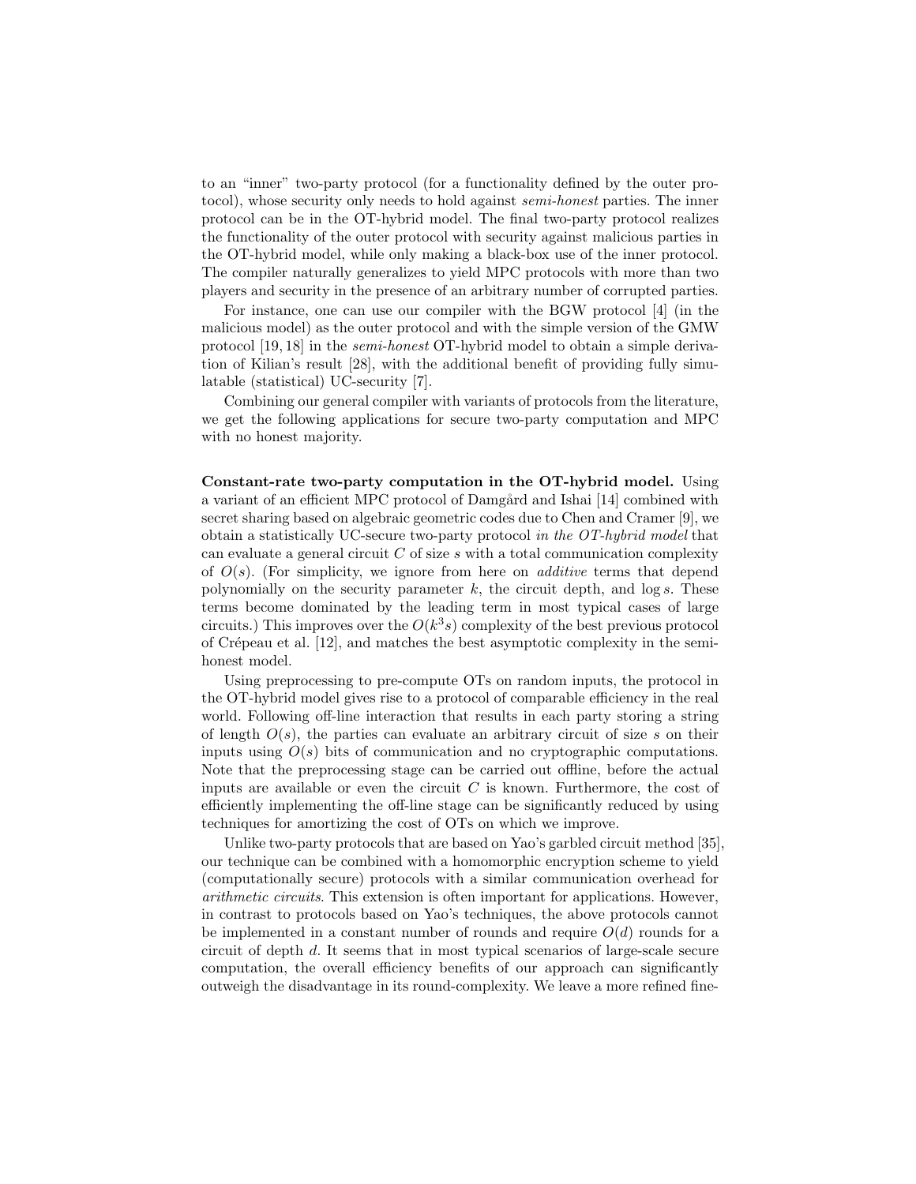to an "inner" two-party protocol (for a functionality defined by the outer protocol), whose security only needs to hold against *semi-honest* parties. The inner protocol can be in the OT-hybrid model. The final two-party protocol realizes the functionality of the outer protocol with security against malicious parties in the OT-hybrid model, while only making a black-box use of the inner protocol. The compiler naturally generalizes to yield MPC protocols with more than two players and security in the presence of an arbitrary number of corrupted parties.

For instance, one can use our compiler with the BGW protocol [4] (in the malicious model) as the outer protocol and with the simple version of the GMW protocol [19, 18] in the *semi-honest* OT-hybrid model to obtain a simple derivation of Kilian's result [28], with the additional benefit of providing fully simulatable (statistical) UC-security [7].

Combining our general compiler with variants of protocols from the literature, we get the following applications for secure two-party computation and MPC with no honest majority.

**Constant-rate two-party computation in the OT-hybrid model.** Using a variant of an efficient MPC protocol of Damgård and Ishai [14] combined with secret sharing based on algebraic geometric codes due to Chen and Cramer [9], we obtain a statistically UC-secure two-party protocol *in the OT-hybrid model* that can evaluate a general circuit $C$ of size $s$ with a total communication complexity of $O(s)$. (For simplicity, we ignore from here on *additive* terms that depend polynomially on the security parameter $k$, the circuit depth, and $\log s$. These terms become dominated by the leading term in most typical cases of large circuits.) This improves over the $O(k^3 s)$ complexity of the best previous protocol of Crépeau et al. [12], and matches the best asymptotic complexity in the semi-honest model.

Using preprocessing to pre-compute OTs on random inputs, the protocol in the OT-hybrid model gives rise to a protocol of comparable efficiency in the real world. Following off-line interaction that results in each party storing a string of length $O(s)$, the parties can evaluate an arbitrary circuit of size $s$ on their inputs using $O(s)$ bits of communication and no cryptographic computations. Note that the preprocessing stage can be carried out offline, before the actual inputs are available or even the circuit $C$ is known. Furthermore, the cost of efficiently implementing the off-line stage can be significantly reduced by using techniques for amortizing the cost of OTs on which we improve.

Unlike two-party protocols that are based on Yao's garbled circuit method [35], our technique can be combined with a homomorphic encryption scheme to yield (computationally secure) protocols with a similar communication overhead for *arithmetic circuits*. This extension is often important for applications. However, in contrast to protocols based on Yao's techniques, the above protocols cannot be implemented in a constant number of rounds and require $O(d)$ rounds for a circuit of depth $d$. It seems that in most typical scenarios of large-scale secure computation, the overall efficiency benefits of our approach can significantly outweigh the disadvantage in its round-complexity. We leave a more refined fine-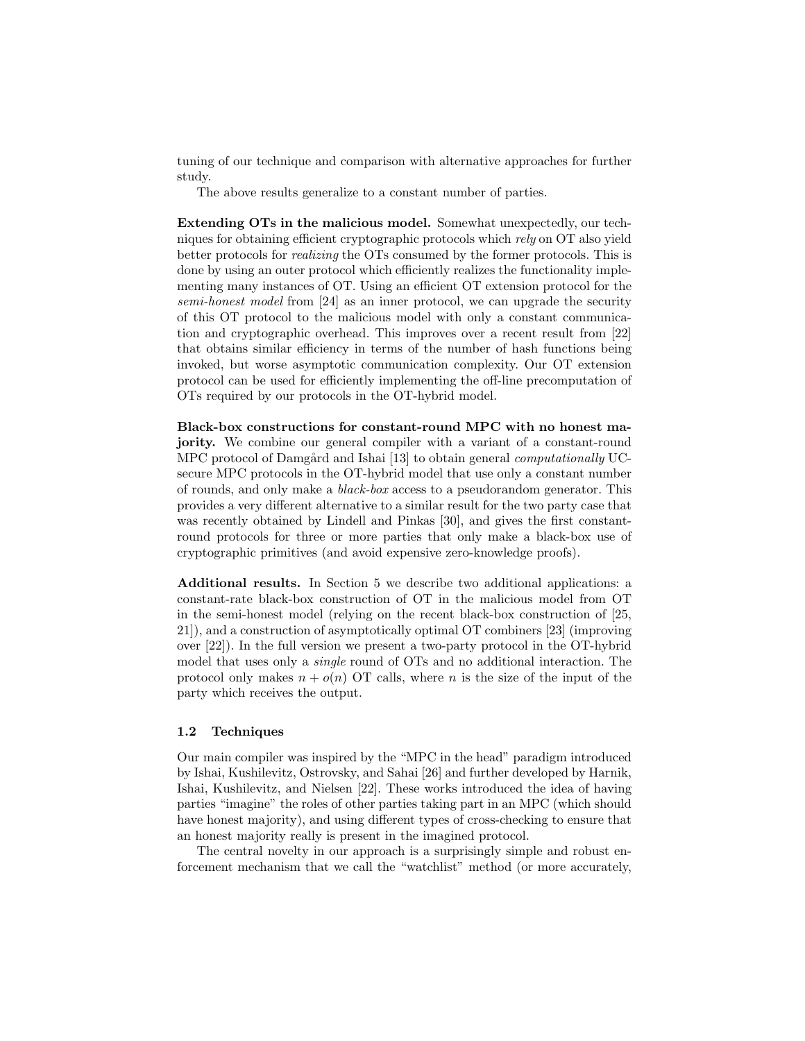tuning of our technique and comparison with alternative approaches for further study.

The above results generalize to a constant number of parties.

**Extending OTs in the malicious model.** Somewhat unexpectedly, our techniques for obtaining efficient cryptographic protocols which *rely* on OT also yield better protocols for *realizing* the OTs consumed by the former protocols. This is done by using an outer protocol which efficiently realizes the functionality implementing many instances of OT. Using an efficient OT extension protocol for the *semi-honest model* from [24] as an inner protocol, we can upgrade the security of this OT protocol to the malicious model with only a constant communication and cryptographic overhead. This improves over a recent result from [22] that obtains similar efficiency in terms of the number of hash functions being invoked, but worse asymptotic communication complexity. Our OT extension protocol can be used for efficiently implementing the off-line precomputation of OTs required by our protocols in the OT-hybrid model.

**Black-box constructions for constant-round MPC with no honest majority.** We combine our general compiler with a variant of a constant-round MPC protocol of Damgård and Ishai [13] to obtain general *computationally* UC-secure MPC protocols in the OT-hybrid model that use only a constant number of rounds, and only make a *black-box* access to a pseudorandom generator. This provides a very different alternative to a similar result for the two party case that was recently obtained by Lindell and Pinkas [30], and gives the first constant-round protocols for three or more parties that only make a black-box use of cryptographic primitives (and avoid expensive zero-knowledge proofs).

**Additional results.** In Section 5 we describe two additional applications: a constant-rate black-box construction of OT in the malicious model from OT in the semi-honest model (relying on the recent black-box construction of [25, 21]), and a construction of asymptotically optimal OT combiners [23] (improving over [22]). In the full version we present a two-party protocol in the OT-hybrid model that uses only a *single* round of OTs and no additional interaction. The protocol only makes $n + o(n)$ OT calls, where $n$ is the size of the input of the party which receives the output.

### 1.2 Techniques

Our main compiler was inspired by the "MPC in the head" paradigm introduced by Ishai, Kushilevitz, Ostrovsky, and Sahai [26] and further developed by Harnik, Ishai, Kushilevitz, and Nielsen [22]. These works introduced the idea of having parties "imagine" the roles of other parties taking part in an MPC (which should have honest majority), and using different types of cross-checking to ensure that an honest majority really is present in the imagined protocol.

The central novelty in our approach is a surprisingly simple and robust enforcement mechanism that we call the "watchlist" method (or more accurately,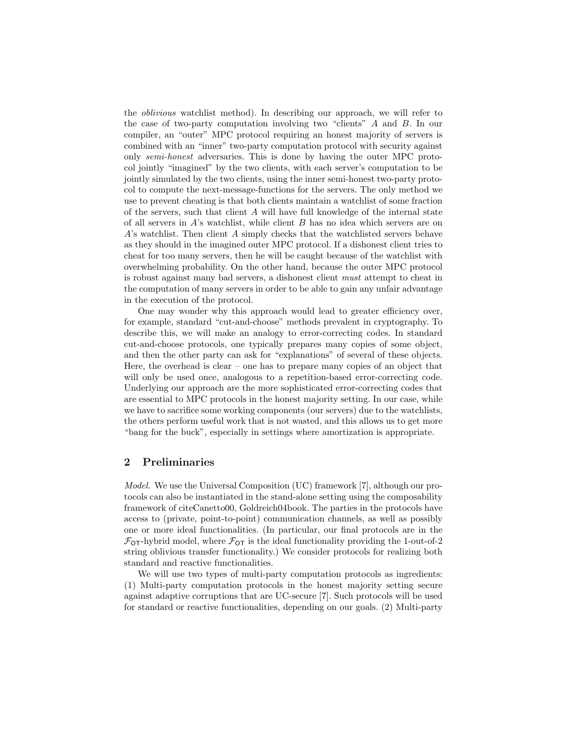the *oblivious* watchlist method). In describing our approach, we will refer to the case of two-party computation involving two "clients" $A$ and $B$. In our compiler, an "outer" MPC protocol requiring an honest majority of servers is combined with an "inner" two-party computation protocol with security against only *semi-honest* adversaries. This is done by having the outer MPC protocol jointly "imagined" by the two clients, with each server's computation to be jointly simulated by the two clients, using the inner semi-honest two-party protocol to compute the next-message-functions for the servers. The only method we use to prevent cheating is that both clients maintain a watchlist of some fraction of the servers, such that client $A$ will have full knowledge of the internal state of all servers in $A$'s watchlist, while client $B$ has no idea which servers are on $A$'s watchlist. Then client $A$ simply checks that the watchlisted servers behave as they should in the imagined outer MPC protocol. If a dishonest client tries to cheat for too many servers, then he will be caught because of the watchlist with overwhelming probability. On the other hand, because the outer MPC protocol is robust against many bad servers, a dishonest client *must* attempt to cheat in the computation of many servers in order to be able to gain any unfair advantage in the execution of the protocol.

One may wonder why this approach would lead to greater efficiency over, for example, standard "cut-and-choose" methods prevalent in cryptography. To describe this, we will make an analogy to error-correcting codes. In standard cut-and-choose protocols, one typically prepares many copies of some object, and then the other party can ask for "explanations" of several of these objects. Here, the overhead is clear – one has to prepare many copies of an object that will only be used once, analogous to a repetition-based error-correcting code. Underlying our approach are the more sophisticated error-correcting codes that are essential to MPC protocols in the honest majority setting. In our case, while we have to sacrifice some working components (our servers) due to the watchlists, the others perform useful work that is not wasted, and this allows us to get more "bang for the buck", especially in settings where amortization is appropriate.

## 2 Preliminaries

*Model.* We use the Universal Composition (UC) framework [7], although our protocols can also be instantiated in the stand-alone setting using the composability framework of citeCanetto00, Goldreich04book. The parties in the protocols have access to (private, point-to-point) communication channels, as well as possibly one or more ideal functionalities. (In particular, our final protocols are in the $\mathcal{F}_{\mathsf{OT}}$-hybrid model, where $\mathcal{F}_{\mathsf{OT}}$ is the ideal functionality providing the 1-out-of-2 string oblivious transfer functionality.) We consider protocols for realizing both standard and reactive functionalities.

We will use two types of multi-party computation protocols as ingredients: (1) Multi-party computation protocols in the honest majority setting secure against adaptive corruptions that are UC-secure [7]. Such protocols will be used for standard or reactive functionalities, depending on our goals. (2) Multi-party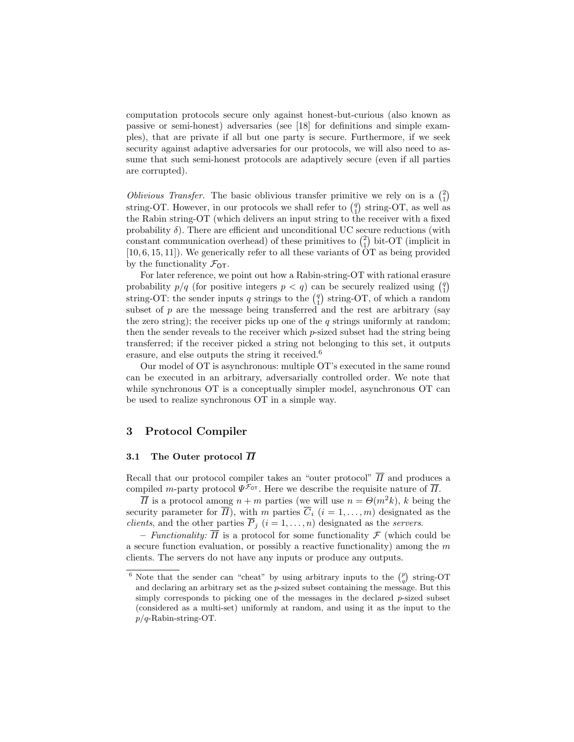computation protocols secure only against honest-but-curious (also known as passive or semi-honest) adversaries (see [18] for definitions and simple examples), that are private if all but one party is secure. Furthermore, if we seek security against adaptive adversaries for our protocols, we will also need to assume that such semi-honest protocols are adaptively secure (even if all parties are corrupted).

*Oblivious Transfer.* The basic oblivious transfer primitive we rely on is a $\binom{2}{1}$ string-OT. However, in our protocols we shall refer to $\binom{q}{1}$ string-OT, as well as the Rabin string-OT (which delivers an input string to the receiver with a fixed probability $\delta$). There are efficient and unconditional UC secure reductions (with constant communication overhead) of these primitives to $\binom{2}{1}$ bit-OT (implicit in [10, 6, 15, 11]). We generically refer to all these variants of OT as being provided by the functionality $\mathcal{F}_{\mathsf{OT}}$.

For later reference, we point out how a Rabin-string-OT with rational erasure probability $p/q$ (for positive integers $p < q$) can be securely realized using $\binom{q}{1}$ string-OT: the sender inputs $q$ strings to the $\binom{q}{1}$ string-OT, of which a random subset of $p$ are the message being transferred and the rest are arbitrary (say the zero string); the receiver picks up one of the $q$ strings uniformly at random; then the sender reveals to the receiver which $p$-sized subset had the string being transferred; if the receiver picked a string not belonging to this set, it outputs erasure, and else outputs the string it received.[6]

Our model of OT is asynchronous: multiple OT's executed in the same round can be executed in an arbitrary, adversarially controlled order. We note that while synchronous OT is a conceptually simpler model, asynchronous OT can be used to realize synchronous OT in a simple way.

## 3 Protocol Compiler

### 3.1 The Outer protocol $\overline{\Pi}$

Recall that our protocol compiler takes an "outer protocol" $\overline{\Pi}$ and produces a compiled $m$-party protocol $\Psi^{\mathcal{F}_{\mathsf{OT}}}$. Here we describe the requisite nature of $\overline{\Pi}$.

$\overline{\Pi}$ is a protocol among $n + m$ parties (we will use $n = \Theta(m^2 k)$, $k$ being the security parameter for $\overline{\Pi}$), with $m$ parties $\overline{C}_i$ ($i = 1, \ldots, m$) designated as the *clients*, and the other parties $\overline{P}_j$ ($i = 1, \ldots, n$) designated as the *servers*.

– *Functionality:* $\overline{\Pi}$ is a protocol for some functionality $\mathcal{F}$ (which could be a secure function evaluation, or possibly a reactive functionality) among the $m$ clients. The servers do not have any inputs or produce any outputs.

---

[6] Note that the sender can "cheat" by using arbitrary inputs to the $\binom{p}{q}$ string-OT and declaring an arbitrary set as the $p$-sized subset containing the message. But this simply corresponds to picking one of the messages in the declared $p$-sized subset (considered as a multi-set) uniformly at random, and using it as the input to the $p/q$-Rabin-string-OT.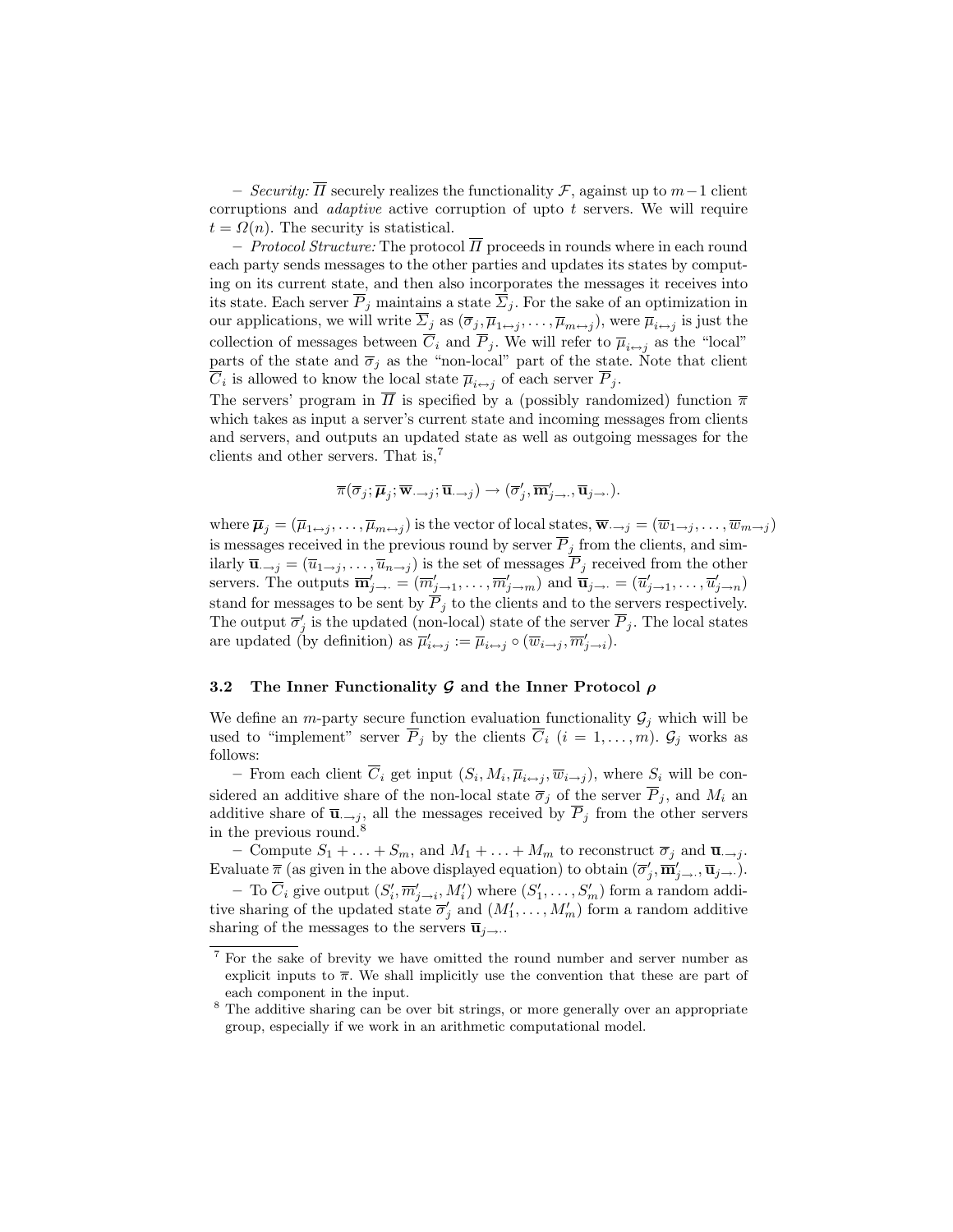– *Security:* $\overline{\Pi}$ securely realizes the functionality $\mathcal{F}$, against up to $m-1$ client corruptions and *adaptive* active corruption of upto $t$ servers. We will require $t = \Omega(n)$. The security is statistical.

– *Protocol Structure:* The protocol $\overline{\Pi}$ proceeds in rounds where in each round each party sends messages to the other parties and updates its states by computing on its current state, and then also incorporates the messages it receives into its state. Each server $\overline{P}_j$ maintains a state $\overline{\Sigma}_j$. For the sake of an optimization in our applications, we will write $\overline{\Sigma}_j$ as $(\overline{\sigma}_j, \overline{\mu}_{1\leftrightarrow j}, \ldots, \overline{\mu}_{m\leftrightarrow j})$, were $\overline{\mu}_{i\leftrightarrow j}$ is just the collection of messages between $\overline{C}_i$ and $\overline{P}_j$. We will refer to $\overline{\mu}_{i\leftrightarrow j}$ as the "local" parts of the state and $\overline{\sigma}_j$ as the "non-local" part of the state. Note that client $\overline{C}_i$ is allowed to know the local state $\overline{\mu}_{i\leftrightarrow j}$ of each server $\overline{P}_j$.

The servers' program in $\overline{\Pi}$ is specified by a (possibly randomized) function $\overline{\pi}$ which takes as input a server's current state and incoming messages from clients and servers, and outputs an updated state as well as outgoing messages for the clients and other servers. That is,[7]

$$\overline{\pi}(\overline{\sigma}_j; \overline{\boldsymbol{\mu}}_j; \overline{\mathbf{w}}_{\cdot\to j}; \overline{\mathbf{u}}_{\cdot\to j}) \to (\overline{\sigma}'_j, \overline{\mathbf{m}}'_{j\to\cdot}, \overline{\mathbf{u}}_{j\to\cdot}).$$

where $\overline{\boldsymbol{\mu}}_j = (\overline{\mu}_{1\leftrightarrow j}, \ldots, \overline{\mu}_{m\leftrightarrow j})$ is the vector of local states, $\overline{\mathbf{w}}_{\cdot\to j} = (\overline{w}_{1\to j}, \ldots, \overline{w}_{m\to j})$ is messages received in the previous round by server $\overline{P}_j$ from the clients, and similarly $\overline{\mathbf{u}}_{\cdot\to j} = (\overline{u}_{1\to j}, \ldots, \overline{u}_{n\to j})$ is the set of messages $\overline{P}_j$ received from the other servers. The outputs $\overline{\mathbf{m}}'_{j\to\cdot} = (\overline{m}'_{j\to 1}, \ldots, \overline{m}'_{j\to m})$ and $\overline{\mathbf{u}}_{j\to\cdot} = (\overline{u}'_{j\to 1}, \ldots, \overline{u}'_{j\to n})$ stand for messages to be sent by $\overline{P}_j$ to the clients and to the servers respectively. The output $\overline{\sigma}'_j$ is the updated (non-local) state of the server $\overline{P}_j$. The local states are updated (by definition) as $\overline{\mu}'_{i\leftrightarrow j} := \overline{\mu}_{i\leftrightarrow j} \circ (\overline{w}_{i\to j}, \overline{m}'_{j\to i})$.

### 3.2 The Inner Functionality $\mathcal{G}$ and the Inner Protocol $\rho$

We define an $m$-party secure function evaluation functionality $\mathcal{G}_j$ which will be used to "implement" server $\overline{P}_j$ by the clients $\overline{C}_i$ ($i = 1, \ldots, m$). $\mathcal{G}_j$ works as follows:

– From each client $\overline{C}_i$ get input $(S_i, M_i, \overline{\mu}_{i\leftrightarrow j}, \overline{w}_{i\to j})$, where $S_i$ will be considered an additive share of the non-local state $\overline{\sigma}_j$ of the server $\overline{P}_j$, and $M_i$ an additive share of $\overline{\mathbf{u}}_{\cdot\to j}$, all the messages received by $\overline{P}_j$ from the other servers in the previous round.[8]

– Compute $S_1 + \ldots + S_m$, and $M_1 + \ldots + M_m$ to reconstruct $\overline{\sigma}_j$ and $\overline{\mathbf{u}}_{\cdot\to j}$. Evaluate $\overline{\pi}$ (as given in the above displayed equation) to obtain $(\overline{\sigma}'_j, \overline{\mathbf{m}}'_{j\to\cdot}, \overline{\mathbf{u}}_{j\to\cdot})$.

– To $\overline{C}_i$ give output $(S'_i, \overline{m}'_{j\to i}, M'_i)$ where $(S'_1, \ldots, S'_m)$ form a random additive sharing of the updated state $\overline{\sigma}'_j$ and $(M'_1, \ldots, M'_m)$ form a random additive sharing of the messages to the servers $\overline{\mathbf{u}}_{j\to\cdot}$.

[7] For the sake of brevity we have omitted the round number and server number as explicit inputs to $\overline{\pi}$. We shall implicitly use the convention that these are part of each component in the input.

[8] The additive sharing can be over bit strings, or more generally over an appropriate group, especially if we work in an arithmetic computational model.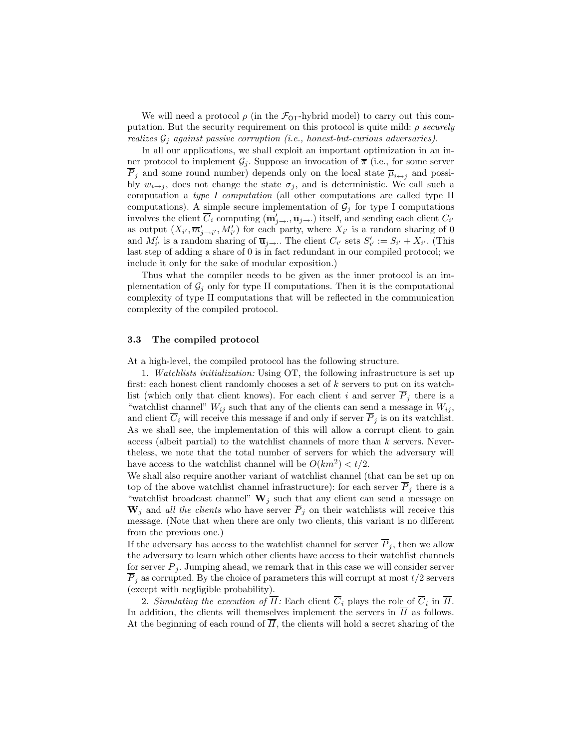We will need a protocol $\rho$ (in the $\mathcal{F}_{\mathsf{OT}}$-hybrid model) to carry out this computation. But the security requirement on this protocol is quite mild: *$\rho$ securely realizes $\mathcal{G}_j$ against passive corruption (i.e., honest-but-curious adversaries).*

In all our applications, we shall exploit an important optimization in an inner protocol to implement $\mathcal{G}_j$. Suppose an invocation of $\overline{\pi}$ (i.e., for some server $\overline{P}_j$ and some round number) depends only on the local state $\overline{\mu}_{i\leftrightarrow j}$ and possibly $\overline{w}_{i\to j}$, does not change the state $\overline{\sigma}_j$, and is deterministic. We call such a computation a *type I computation* (all other computations are called type II computations). A simple secure implementation of $\mathcal{G}_j$ for type I computations involves the client $\overline{C}_i$ computing $(\overline{\mathbf{m}}'_{j\to\cdot}, \overline{\mathbf{u}}_{j\to\cdot})$ itself, and sending each client $C_{i'}$ as output $(X_{i'}, \overline{m}'_{j\to i'}, M'_{i'})$ for each party, where $X_{i'}$ is a random sharing of 0 and $M'_{i'}$ is a random sharing of $\overline{\mathbf{u}}_{j\to\cdot}$. The client $C_{i'}$ sets $S'_{i'} := S_{i'} + X_{i'}$. (This last step of adding a share of 0 is in fact redundant in our compiled protocol; we include it only for the sake of modular exposition.)

Thus what the compiler needs to be given as the inner protocol is an implementation of $\mathcal{G}_j$ only for type II computations. Then it is the computational complexity of type II computations that will be reflected in the communication complexity of the compiled protocol.

### 3.3 The compiled protocol

At a high-level, the compiled protocol has the following structure.

1. *Watchlists initialization:* Using OT, the following infrastructure is set up first: each honest client randomly chooses a set of $k$ servers to put on its watchlist (which only that client knows). For each client $i$ and server $\overline{P}_j$ there is a "watchlist channel" $W_{ij}$ such that any of the clients can send a message in $W_{ij}$, and client $\overline{C}_i$ will receive this message if and only if server $\overline{P}_j$ is on its watchlist. As we shall see, the implementation of this will allow a corrupt client to gain access (albeit partial) to the watchlist channels of more than $k$ servers. Nevertheless, we note that the total number of servers for which the adversary will have access to the watchlist channel will be $O(km^2) < t/2$.
We shall also require another variant of watchlist channel (that can be set up on top of the above watchlist channel infrastructure): for each server $\overline{P}_j$ there is a "watchlist broadcast channel" $\mathbf{W}_j$ such that any client can send a message on $\mathbf{W}_j$ and *all the clients* who have server $\overline{P}_j$ on their watchlists will receive this message. (Note that when there are only two clients, this variant is no different from the previous one.)
If the adversary has access to the watchlist channel for server $\overline{P}_j$, then we allow the adversary to learn which other clients have access to their watchlist channels for server $\overline{P}_j$. Jumping ahead, we remark that in this case we will consider server $\overline{P}_j$ as corrupted. By the choice of parameters this will corrupt at most $t/2$ servers (except with negligible probability).

2. *Simulating the execution of $\overline{\Pi}$:* Each client $\overline{C}_i$ plays the role of $\overline{C}_i$ in $\overline{\Pi}$. In addition, the clients will themselves implement the servers in $\overline{\Pi}$ as follows. At the beginning of each round of $\overline{\Pi}$, the clients will hold a secret sharing of the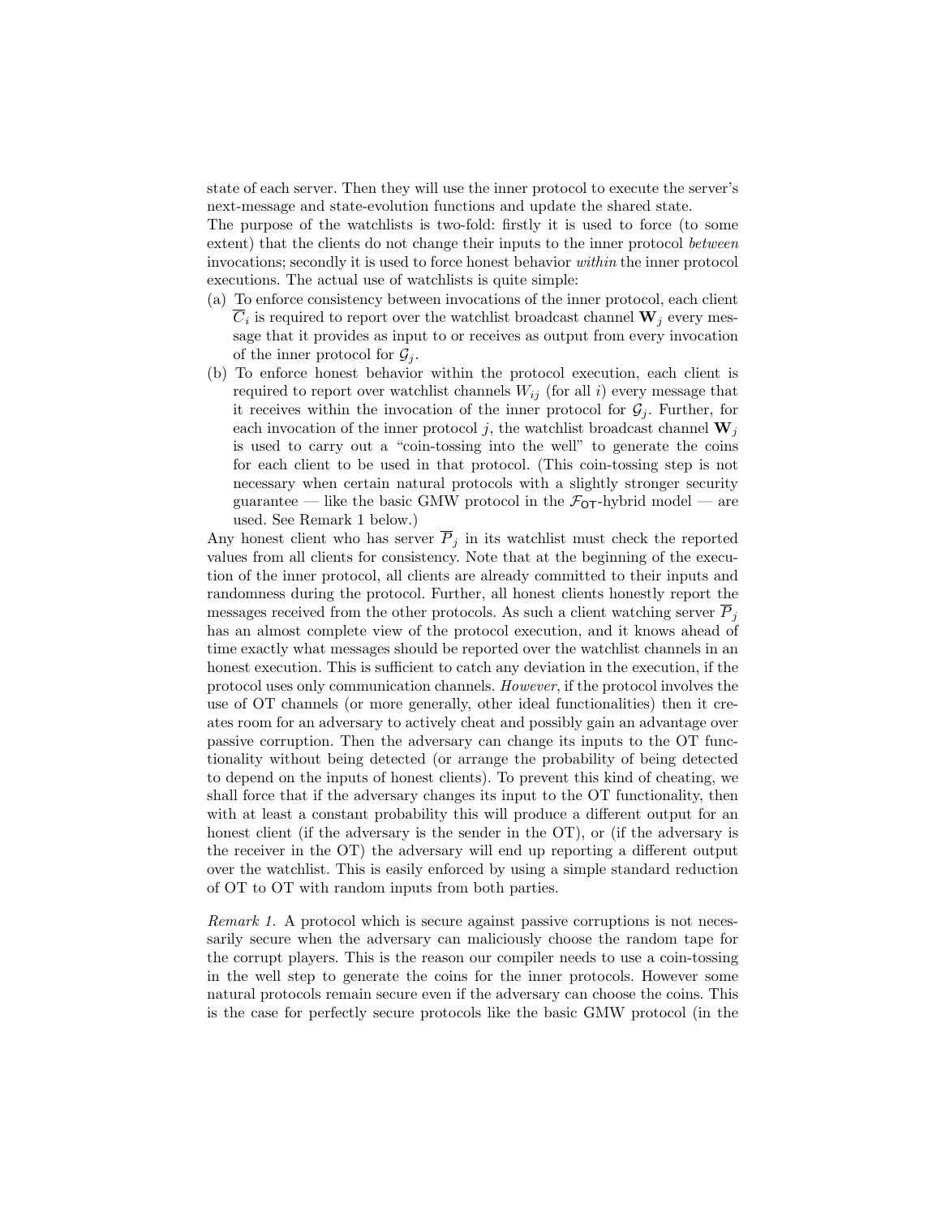state of each server. Then they will use the inner protocol to execute the server's next-message and state-evolution functions and update the shared state.

The purpose of the watchlists is two-fold: firstly it is used to force (to some extent) that the clients do not change their inputs to the inner protocol *between* invocations; secondly it is used to force honest behavior *within* the inner protocol executions. The actual use of watchlists is quite simple:

(a) To enforce consistency between invocations of the inner protocol, each client $\overline{C}_i$ is required to report over the watchlist broadcast channel $\mathbf{W}_j$ every message that it provides as input to or receives as output from every invocation of the inner protocol for $\mathcal{G}_j$.

(b) To enforce honest behavior within the protocol execution, each client is required to report over watchlist channels $W_{ij}$ (for all $i$) every message that it receives within the invocation of the inner protocol for $\mathcal{G}_j$. Further, for each invocation of the inner protocol $j$, the watchlist broadcast channel $\mathbf{W}_j$ is used to carry out a "coin-tossing into the well" to generate the coins for each client to be used in that protocol. (This coin-tossing step is not necessary when certain natural protocols with a slightly stronger security guarantee — like the basic GMW protocol in the $\mathcal{F}_{\mathsf{OT}}$-hybrid model — are used. See Remark 1 below.)

Any honest client who has server $\overline{P}_j$ in its watchlist must check the reported values from all clients for consistency. Note that at the beginning of the execution of the inner protocol, all clients are already committed to their inputs and randomness during the protocol. Further, all honest clients honestly report the messages received from the other protocols. As such a client watching server $\overline{P}_j$ has an almost complete view of the protocol execution, and it knows ahead of time exactly what messages should be reported over the watchlist channels in an honest execution. This is sufficient to catch any deviation in the execution, if the protocol uses only communication channels. *However*, if the protocol involves the use of OT channels (or more generally, other ideal functionalities) then it creates room for an adversary to actively cheat and possibly gain an advantage over passive corruption. Then the adversary can change its inputs to the OT functionality without being detected (or arrange the probability of being detected to depend on the inputs of honest clients). To prevent this kind of cheating, we shall force that if the adversary changes its input to the OT functionality, then with at least a constant probability this will produce a different output for an honest client (if the adversary is the sender in the OT), or (if the adversary is the receiver in the OT) the adversary will end up reporting a different output over the watchlist. This is easily enforced by using a simple standard reduction of OT to OT with random inputs from both parties.

*Remark 1.* A protocol which is secure against passive corruptions is not necessarily secure when the adversary can maliciously choose the random tape for the corrupt players. This is the reason our compiler needs to use a coin-tossing in the well step to generate the coins for the inner protocols. However some natural protocols remain secure even if the adversary can choose the coins. This is the case for perfectly secure protocols like the basic GMW protocol (in the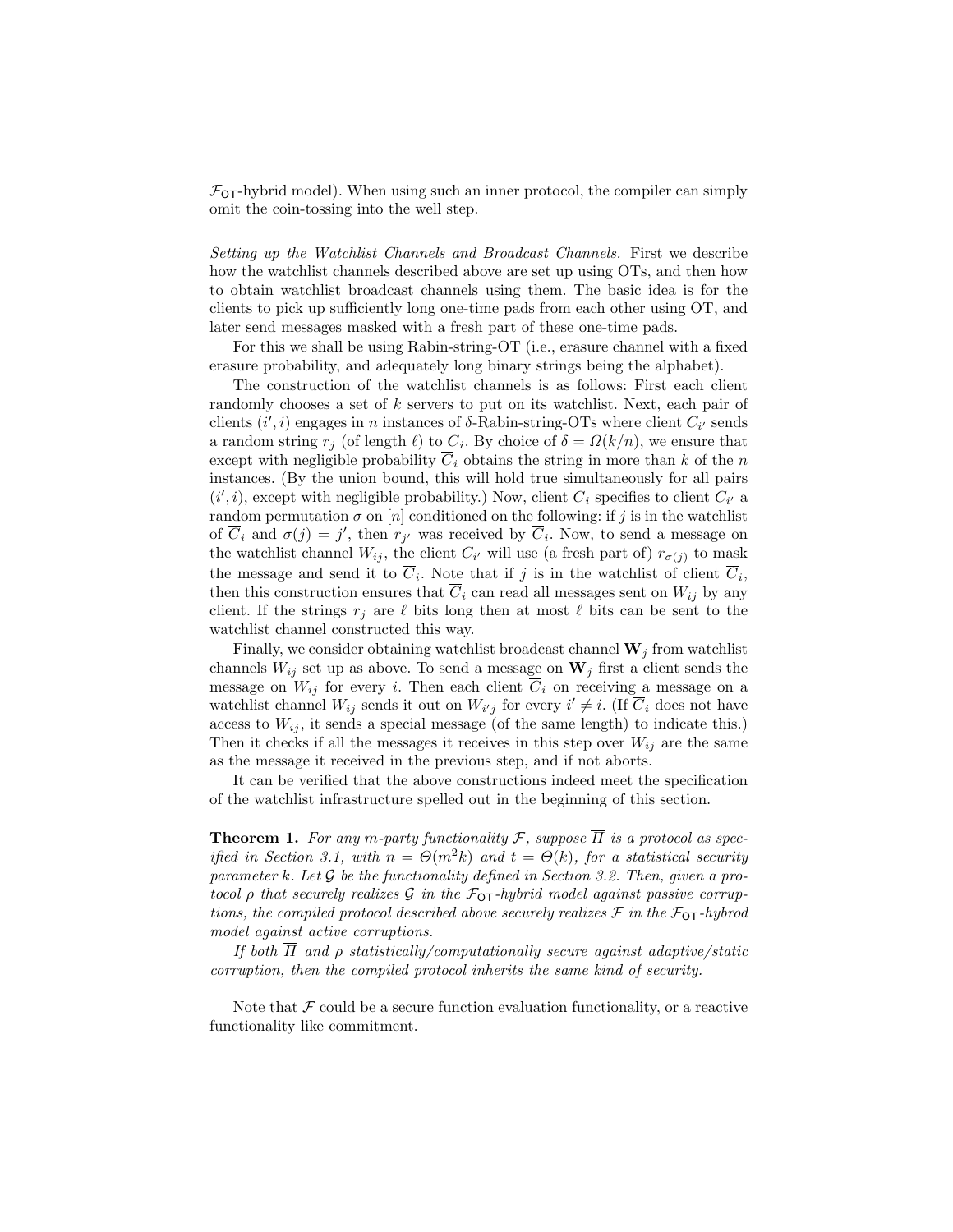$\mathcal{F}_{\mathsf{OT}}$-hybrid model). When using such an inner protocol, the compiler can simply omit the coin-tossing into the well step.

*Setting up the Watchlist Channels and Broadcast Channels.* First we describe how the watchlist channels described above are set up using OTs, and then how to obtain watchlist broadcast channels using them. The basic idea is for the clients to pick up sufficiently long one-time pads from each other using OT, and later send messages masked with a fresh part of these one-time pads.

For this we shall be using Rabin-string-OT (i.e., erasure channel with a fixed erasure probability, and adequately long binary strings being the alphabet).

The construction of the watchlist channels is as follows: First each client randomly chooses a set of $k$ servers to put on its watchlist. Next, each pair of clients $(i', i)$ engages in $n$ instances of $\delta$-Rabin-string-OTs where client $C_{i'}$ sends a random string $r_j$ (of length $\ell$) to $\overline{C}_i$. By choice of $\delta = \Omega(k/n)$, we ensure that except with negligible probability $\overline{C}_i$ obtains the string in more than $k$ of the $n$ instances. (By the union bound, this will hold true simultaneously for all pairs $(i', i)$, except with negligible probability.) Now, client $\overline{C}_i$ specifies to client $C_{i'}$ a random permutation $\sigma$ on $[n]$ conditioned on the following: if $j$ is in the watchlist of $\overline{C}_i$ and $\sigma(j) = j'$, then $r_{j'}$ was received by $\overline{C}_i$. Now, to send a message on the watchlist channel $W_{ij}$, the client $C_{i'}$ will use (a fresh part of) $r_{\sigma(j)}$ to mask the message and send it to $\overline{C}_i$. Note that if $j$ is in the watchlist of client $\overline{C}_i$, then this construction ensures that $\overline{C}_i$ can read all messages sent on $W_{ij}$ by any client. If the strings $r_j$ are $\ell$ bits long then at most $\ell$ bits can be sent to the watchlist channel constructed this way.

Finally, we consider obtaining watchlist broadcast channel $\mathbf{W}_j$ from watchlist channels $W_{ij}$ set up as above. To send a message on $\mathbf{W}_j$ first a client sends the message on $W_{ij}$ for every $i$. Then each client $\overline{C}_i$ on receiving a message on a watchlist channel $W_{ij}$ sends it out on $W_{i'j}$ for every $i' \neq i$. (If $\overline{C}_i$ does not have access to $W_{ij}$, it sends a special message (of the same length) to indicate this.) Then it checks if all the messages it receives in this step over $W_{ij}$ are the same as the message it received in the previous step, and if not aborts.

It can be verified that the above constructions indeed meet the specification of the watchlist infrastructure spelled out in the beginning of this section.

**Theorem 1.** *For any $m$-party functionality $\mathcal{F}$, suppose $\overline{\Pi}$ is a protocol as specified in Section 3.1, with $n = \Theta(m^2 k)$ and $t = \Theta(k)$, for a statistical security parameter $k$. Let $\mathcal{G}$ be the functionality defined in Section 3.2. Then, given a protocol $\rho$ that securely realizes $\mathcal{G}$ in the $\mathcal{F}_{\mathsf{OT}}$-hybrid model against passive corruptions, the compiled protocol described above securely realizes $\mathcal{F}$ in the $\mathcal{F}_{\mathsf{OT}}$-hybrod model against active corruptions.*

*If both $\overline{\Pi}$ and $\rho$ statistically/computationally secure against adaptive/static corruption, then the compiled protocol inherits the same kind of security.*

Note that $\mathcal{F}$ could be a secure function evaluation functionality, or a reactive functionality like commitment.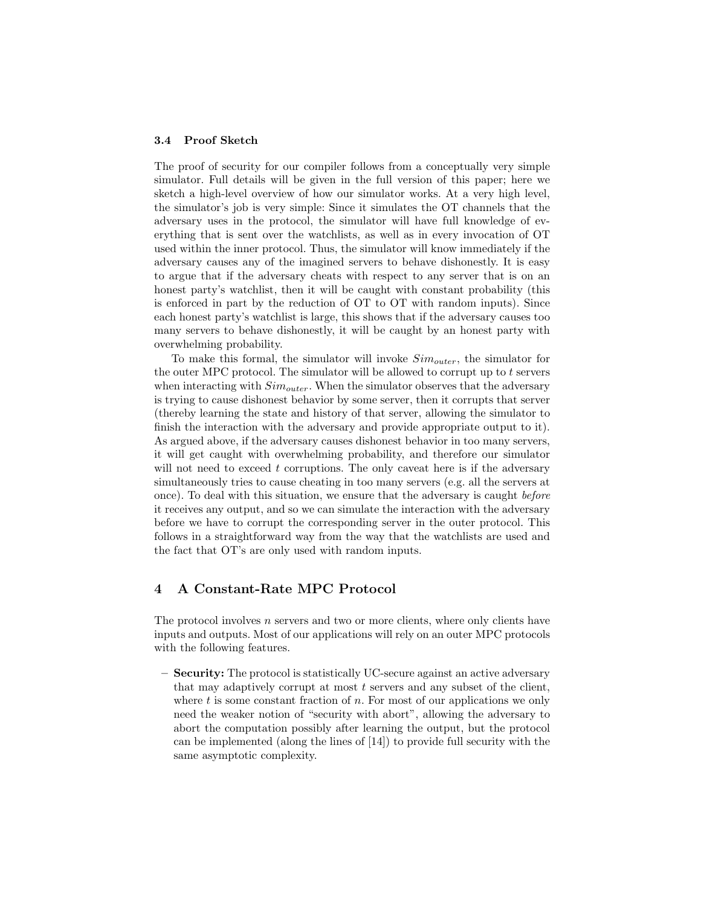### 3.4 Proof Sketch

The proof of security for our compiler follows from a conceptually very simple simulator. Full details will be given in the full version of this paper; here we sketch a high-level overview of how our simulator works. At a very high level, the simulator's job is very simple: Since it simulates the OT channels that the adversary uses in the protocol, the simulator will have full knowledge of everything that is sent over the watchlists, as well as in every invocation of OT used within the inner protocol. Thus, the simulator will know immediately if the adversary causes any of the imagined servers to behave dishonestly. It is easy to argue that if the adversary cheats with respect to any server that is on an honest party's watchlist, then it will be caught with constant probability (this is enforced in part by the reduction of OT to OT with random inputs). Since each honest party's watchlist is large, this shows that if the adversary causes too many servers to behave dishonestly, it will be caught by an honest party with overwhelming probability.

To make this formal, the simulator will invoke $Sim_{outer}$, the simulator for the outer MPC protocol. The simulator will be allowed to corrupt up to $t$ servers when interacting with $Sim_{outer}$. When the simulator observes that the adversary is trying to cause dishonest behavior by some server, then it corrupts that server (thereby learning the state and history of that server, allowing the simulator to finish the interaction with the adversary and provide appropriate output to it). As argued above, if the adversary causes dishonest behavior in too many servers, it will get caught with overwhelming probability, and therefore our simulator will not need to exceed $t$ corruptions. The only caveat here is if the adversary simultaneously tries to cause cheating in too many servers (e.g. all the servers at once). To deal with this situation, we ensure that the adversary is caught *before* it receives any output, and so we can simulate the interaction with the adversary before we have to corrupt the corresponding server in the outer protocol. This follows in a straightforward way from the way that the watchlists are used and the fact that OT's are only used with random inputs.

## 4 A Constant-Rate MPC Protocol

The protocol involves $n$ servers and two or more clients, where only clients have inputs and outputs. Most of our applications will rely on an outer MPC protocols with the following features.

- **Security:** The protocol is statistically UC-secure against an active adversary that may adaptively corrupt at most $t$ servers and any subset of the client, where $t$ is some constant fraction of $n$. For most of our applications we only need the weaker notion of "security with abort", allowing the adversary to abort the computation possibly after learning the output, but the protocol can be implemented (along the lines of [14]) to provide full security with the same asymptotic complexity.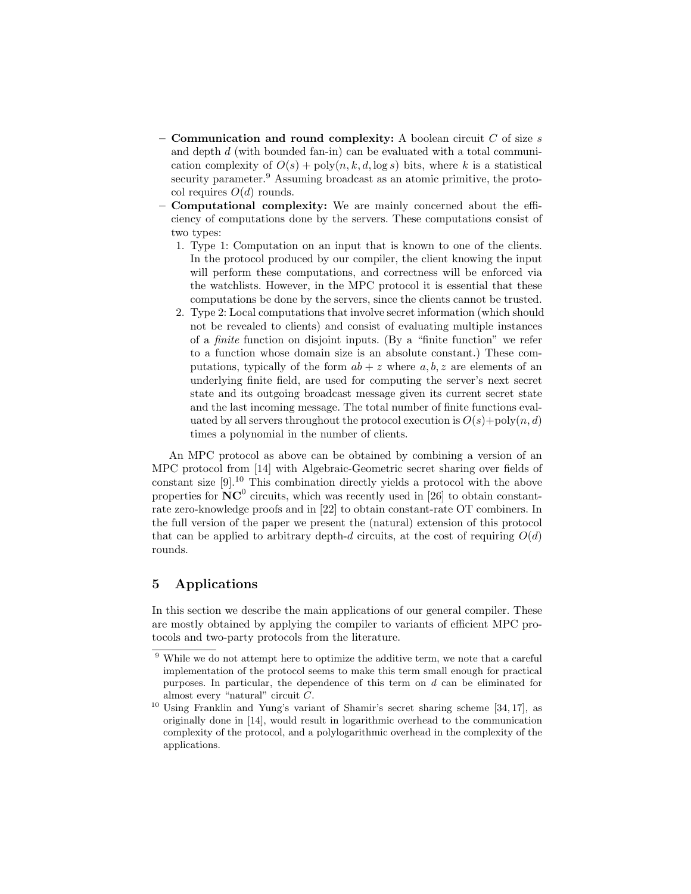– **Communication and round complexity:** A boolean circuit $C$ of size $s$ and depth $d$ (with bounded fan-in) can be evaluated with a total communication complexity of $O(s) + \text{poly}(n, k, d, \log s)$ bits, where $k$ is a statistical security parameter.[9] Assuming broadcast as an atomic primitive, the protocol requires $O(d)$ rounds.

– **Computational complexity:** We are mainly concerned about the efficiency of computations done by the servers. These computations consist of two types:
  1. Type 1: Computation on an input that is known to one of the clients. In the protocol produced by our compiler, the client knowing the input will perform these computations, and correctness will be enforced via the watchlists. However, in the MPC protocol it is essential that these computations be done by the servers, since the clients cannot be trusted.
  2. Type 2: Local computations that involve secret information (which should not be revealed to clients) and consist of evaluating multiple instances of a *finite* function on disjoint inputs. (By a "finite function" we refer to a function whose domain size is an absolute constant.) These computations, typically of the form $ab + z$ where $a, b, z$ are elements of an underlying finite field, are used for computing the server's next secret state and its outgoing broadcast message given its current secret state and the last incoming message. The total number of finite functions evaluated by all servers throughout the protocol execution is $O(s) + \text{poly}(n, d)$ times a polynomial in the number of clients.

An MPC protocol as above can be obtained by combining a version of an MPC protocol from [14] with Algebraic-Geometric secret sharing over fields of constant size [9].[10] This combination directly yields a protocol with the above properties for $\mathbf{NC}^0$ circuits, which was recently used in [26] to obtain constant-rate zero-knowledge proofs and in [22] to obtain constant-rate OT combiners. In the full version of the paper we present the (natural) extension of this protocol that can be applied to arbitrary depth-$d$ circuits, at the cost of requiring $O(d)$ rounds.

## 5 Applications

In this section we describe the main applications of our general compiler. These are mostly obtained by applying the compiler to variants of efficient MPC protocols and two-party protocols from the literature.

[9] While we do not attempt here to optimize the additive term, we note that a careful implementation of the protocol seems to make this term small enough for practical purposes. In particular, the dependence of this term on $d$ can be eliminated for almost every "natural" circuit $C$.

[10] Using Franklin and Yung's variant of Shamir's secret sharing scheme [34, 17], as originally done in [14], would result in logarithmic overhead to the communication complexity of the protocol, and a polylogarithmic overhead in the complexity of the applications.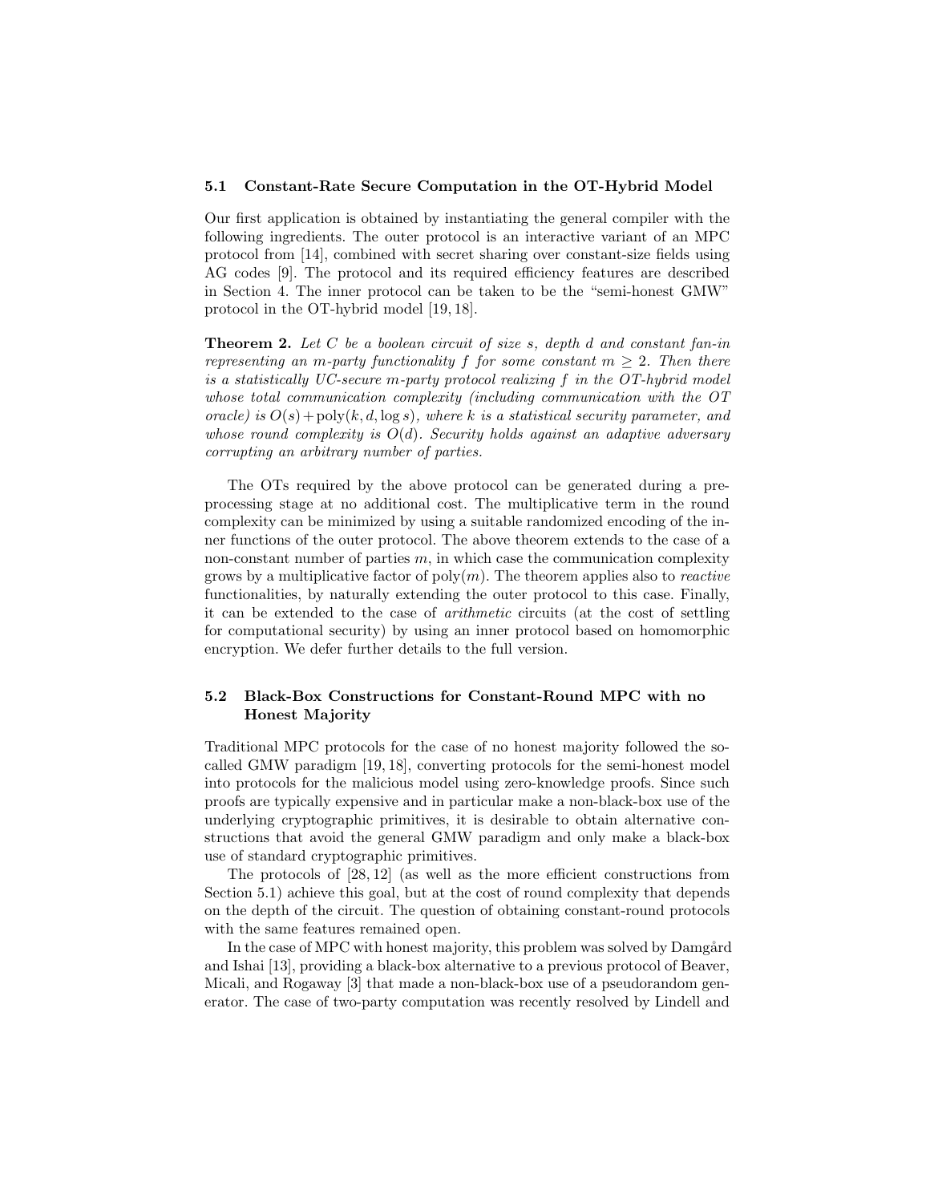### 5.1 Constant-Rate Secure Computation in the OT-Hybrid Model

Our first application is obtained by instantiating the general compiler with the following ingredients. The outer protocol is an interactive variant of an MPC protocol from [14], combined with secret sharing over constant-size fields using AG codes [9]. The protocol and its required efficiency features are described in Section 4. The inner protocol can be taken to be the "semi-honest GMW" protocol in the OT-hybrid model [19, 18].

**Theorem 2.** *Let $C$ be a boolean circuit of size $s$, depth $d$ and constant fan-in representing an $m$-party functionality $f$ for some constant $m \geq 2$. Then there is a statistically UC-secure $m$-party protocol realizing $f$ in the OT-hybrid model whose total communication complexity (including communication with the OT oracle) is $O(s) + \mathrm{poly}(k, d, \log s)$, where $k$ is a statistical security parameter, and whose round complexity is $O(d)$. Security holds against an adaptive adversary corrupting an arbitrary number of parties.*

The OTs required by the above protocol can be generated during a preprocessing stage at no additional cost. The multiplicative term in the round complexity can be minimized by using a suitable randomized encoding of the inner functions of the outer protocol. The above theorem extends to the case of a non-constant number of parties $m$, in which case the communication complexity grows by a multiplicative factor of $\mathrm{poly}(m)$. The theorem applies also to *reactive* functionalities, by naturally extending the outer protocol to this case. Finally, it can be extended to the case of *arithmetic* circuits (at the cost of settling for computational security) by using an inner protocol based on homomorphic encryption. We defer further details to the full version.

### 5.2 Black-Box Constructions for Constant-Round MPC with no Honest Majority

Traditional MPC protocols for the case of no honest majority followed the so-called GMW paradigm [19, 18], converting protocols for the semi-honest model into protocols for the malicious model using zero-knowledge proofs. Since such proofs are typically expensive and in particular make a non-black-box use of the underlying cryptographic primitives, it is desirable to obtain alternative constructions that avoid the general GMW paradigm and only make a black-box use of standard cryptographic primitives.

The protocols of [28, 12] (as well as the more efficient constructions from Section 5.1) achieve this goal, but at the cost of round complexity that depends on the depth of the circuit. The question of obtaining constant-round protocols with the same features remained open.

In the case of MPC with honest majority, this problem was solved by Damgård and Ishai [13], providing a black-box alternative to a previous protocol of Beaver, Micali, and Rogaway [3] that made a non-black-box use of a pseudorandom generator. The case of two-party computation was recently resolved by Lindell and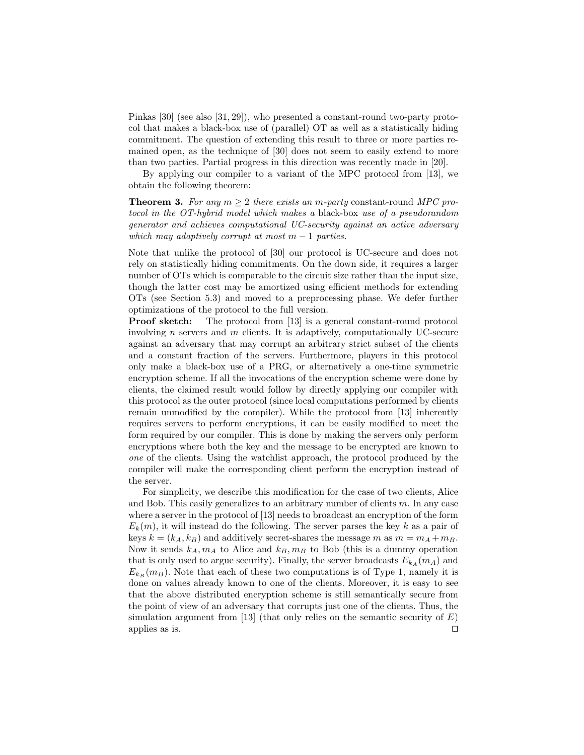Pinkas [30] (see also [31, 29]), who presented a constant-round two-party protocol that makes a black-box use of (parallel) OT as well as a statistically hiding commitment. The question of extending this result to three or more parties remained open, as the technique of [30] does not seem to easily extend to more than two parties. Partial progress in this direction was recently made in [20].

By applying our compiler to a variant of the MPC protocol from [13], we obtain the following theorem:

**Theorem 3.** *For any $m \geq 2$ there exists an $m$-party* constant-round *MPC protocol in the OT-hybrid model which makes a* black-box *use of a pseudorandom generator and achieves computational UC-security against an active adversary which may adaptively corrupt at most $m-1$ parties.*

Note that unlike the protocol of [30] our protocol is UC-secure and does not rely on statistically hiding commitments. On the down side, it requires a larger number of OTs which is comparable to the circuit size rather than the input size, though the latter cost may be amortized using efficient methods for extending OTs (see Section 5.3) and moved to a preprocessing phase. We defer further optimizations of the protocol to the full version.

**Proof sketch:** The protocol from [13] is a general constant-round protocol involving $n$ servers and $m$ clients. It is adaptively, computationally UC-secure against an adversary that may corrupt an arbitrary strict subset of the clients and a constant fraction of the servers. Furthermore, players in this protocol only make a black-box use of a PRG, or alternatively a one-time symmetric encryption scheme. If all the invocations of the encryption scheme were done by clients, the claimed result would follow by directly applying our compiler with this protocol as the outer protocol (since local computations performed by clients remain unmodified by the compiler). While the protocol from [13] inherently requires servers to perform encryptions, it can be easily modified to meet the form required by our compiler. This is done by making the servers only perform encryptions where both the key and the message to be encrypted are known to *one* of the clients. Using the watchlist approach, the protocol produced by the compiler will make the corresponding client perform the encryption instead of the server.

For simplicity, we describe this modification for the case of two clients, Alice and Bob. This easily generalizes to an arbitrary number of clients $m$. In any case where a server in the protocol of [13] needs to broadcast an encryption of the form $E_k(m)$, it will instead do the following. The server parses the key $k$ as a pair of keys $k = (k_A, k_B)$ and additively secret-shares the message $m$ as $m = m_A + m_B$. Now it sends $k_A, m_A$ to Alice and $k_B, m_B$ to Bob (this is a dummy operation that is only used to argue security). Finally, the server broadcasts $E_{k_A}(m_A)$ and $E_{k_B}(m_B)$. Note that each of these two computations is of Type 1, namely it is done on values already known to one of the clients. Moreover, it is easy to see that the above distributed encryption scheme is still semantically secure from the point of view of an adversary that corrupts just one of the clients. Thus, the simulation argument from [13] (that only relies on the semantic security of $E$) applies as is. □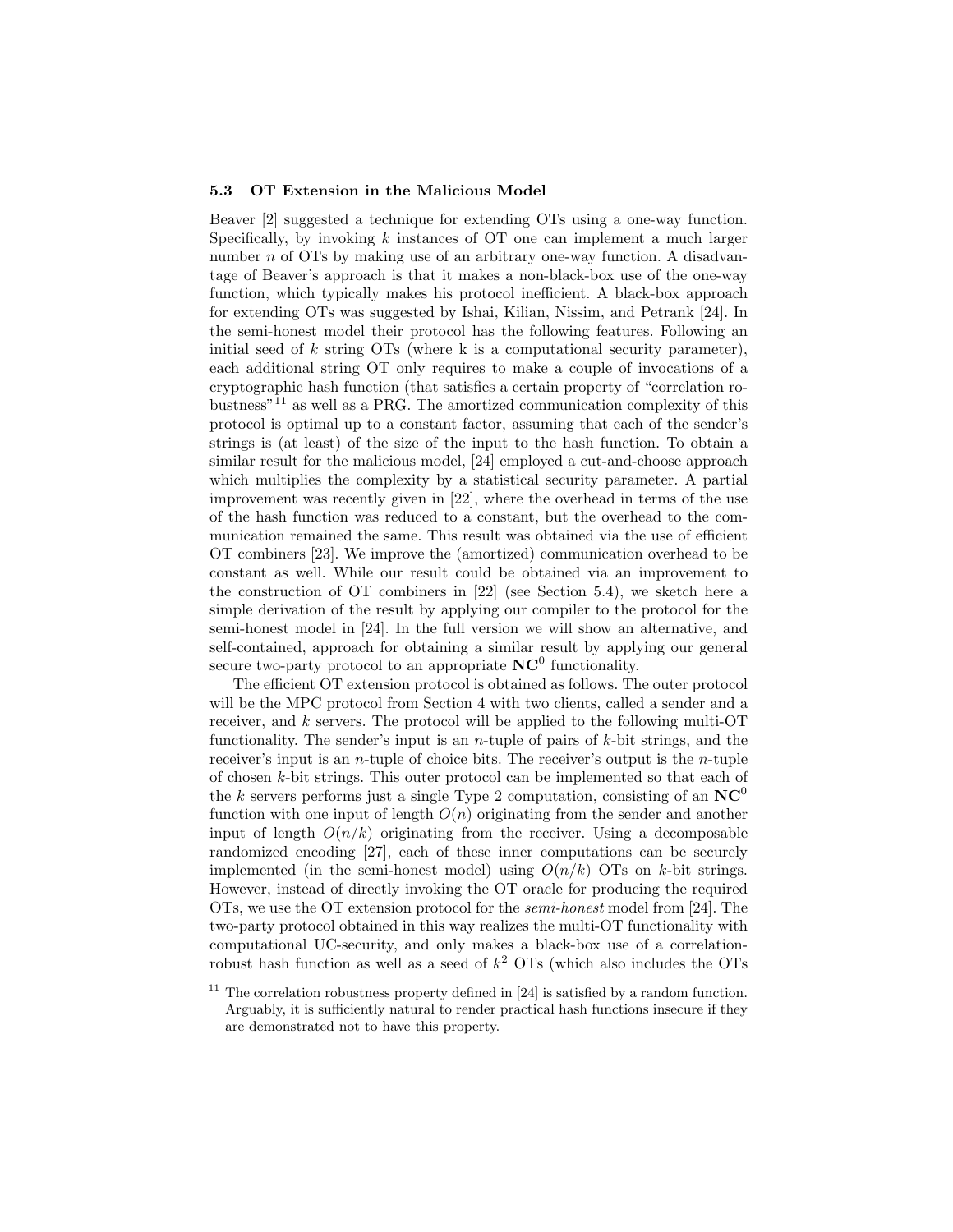### 5.3 OT Extension in the Malicious Model

Beaver [2] suggested a technique for extending OTs using a one-way function. Specifically, by invoking $k$ instances of OT one can implement a much larger number $n$ of OTs by making use of an arbitrary one-way function. A disadvantage of Beaver's approach is that it makes a non-black-box use of the one-way function, which typically makes his protocol inefficient. A black-box approach for extending OTs was suggested by Ishai, Kilian, Nissim, and Petrank [24]. In the semi-honest model their protocol has the following features. Following an initial seed of $k$ string OTs (where k is a computational security parameter), each additional string OT only requires to make a couple of invocations of a cryptographic hash function (that satisfies a certain property of "correlation robustness"[11] as well as a PRG. The amortized communication complexity of this protocol is optimal up to a constant factor, assuming that each of the sender's strings is (at least) of the size of the input to the hash function. To obtain a similar result for the malicious model, [24] employed a cut-and-choose approach which multiplies the complexity by a statistical security parameter. A partial improvement was recently given in [22], where the overhead in terms of the use of the hash function was reduced to a constant, but the overhead to the communication remained the same. This result was obtained via the use of efficient OT combiners [23]. We improve the (amortized) communication overhead to be constant as well. While our result could be obtained via an improvement to the construction of OT combiners in [22] (see Section 5.4), we sketch here a simple derivation of the result by applying our compiler to the protocol for the semi-honest model in [24]. In the full version we will show an alternative, and self-contained, approach for obtaining a similar result by applying our general secure two-party protocol to an appropriate $\mathbf{NC}^0$ functionality.

The efficient OT extension protocol is obtained as follows. The outer protocol will be the MPC protocol from Section 4 with two clients, called a sender and a receiver, and $k$ servers. The protocol will be applied to the following multi-OT functionality. The sender's input is an $n$-tuple of pairs of $k$-bit strings, and the receiver's input is an $n$-tuple of choice bits. The receiver's output is the $n$-tuple of chosen $k$-bit strings. This outer protocol can be implemented so that each of the $k$ servers performs just a single Type 2 computation, consisting of an $\mathbf{NC}^0$ function with one input of length $O(n)$ originating from the sender and another input of length $O(n/k)$ originating from the receiver. Using a decomposable randomized encoding [27], each of these inner computations can be securely implemented (in the semi-honest model) using $O(n/k)$ OTs on $k$-bit strings. However, instead of directly invoking the OT oracle for producing the required OTs, we use the OT extension protocol for the *semi-honest* model from [24]. The two-party protocol obtained in this way realizes the multi-OT functionality with computational UC-security, and only makes a black-box use of a correlation-robust hash function as well as a seed of $k^2$ OTs (which also includes the OTs

[11] The correlation robustness property defined in [24] is satisfied by a random function. Arguably, it is sufficiently natural to render practical hash functions insecure if they are demonstrated not to have this property.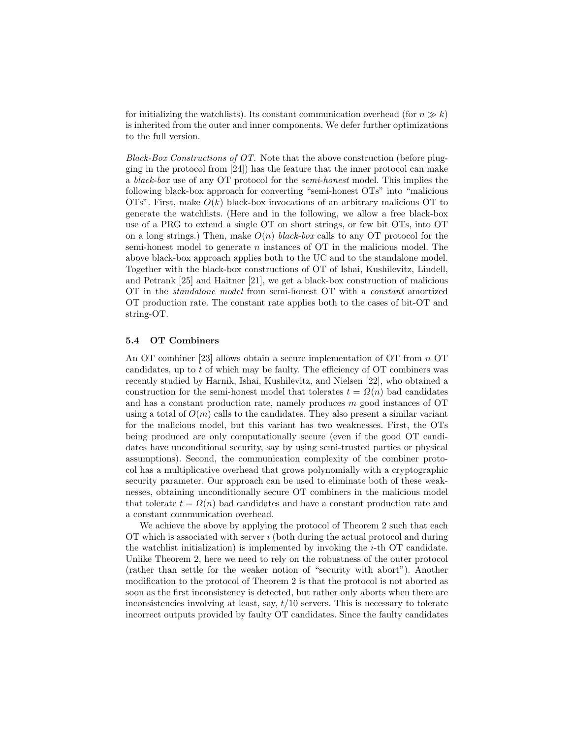for initializing the watchlists). Its constant communication overhead (for $n \gg k$) is inherited from the outer and inner components. We defer further optimizations to the full version.

*Black-Box Constructions of OT.* Note that the above construction (before plugging in the protocol from [24]) has the feature that the inner protocol can make a *black-box* use of any OT protocol for the *semi-honest* model. This implies the following black-box approach for converting "semi-honest OTs" into "malicious OTs". First, make $O(k)$ black-box invocations of an arbitrary malicious OT to generate the watchlists. (Here and in the following, we allow a free black-box use of a PRG to extend a single OT on short strings, or few bit OTs, into OT on a long strings.) Then, make $O(n)$ *black-box* calls to any OT protocol for the semi-honest model to generate $n$ instances of OT in the malicious model. The above black-box approach applies both to the UC and to the standalone model. Together with the black-box constructions of OT of Ishai, Kushilevitz, Lindell, and Petrank [25] and Haitner [21], we get a black-box construction of malicious OT in the *standalone model* from semi-honest OT with a *constant* amortized OT production rate. The constant rate applies both to the cases of bit-OT and string-OT.

### 5.4 OT Combiners

An OT combiner [23] allows obtain a secure implementation of OT from $n$ OT candidates, up to $t$ of which may be faulty. The efficiency of OT combiners was recently studied by Harnik, Ishai, Kushilevitz, and Nielsen [22], who obtained a construction for the semi-honest model that tolerates $t = \Omega(n)$ bad candidates and has a constant production rate, namely produces $m$ good instances of OT using a total of $O(m)$ calls to the candidates. They also present a similar variant for the malicious model, but this variant has two weaknesses. First, the OTs being produced are only computationally secure (even if the good OT candidates have unconditional security, say by using semi-trusted parties or physical assumptions). Second, the communication complexity of the combiner protocol has a multiplicative overhead that grows polynomially with a cryptographic security parameter. Our approach can be used to eliminate both of these weaknesses, obtaining unconditionally secure OT combiners in the malicious model that tolerate $t = \Omega(n)$ bad candidates and have a constant production rate and a constant communication overhead.

We achieve the above by applying the protocol of Theorem 2 such that each OT which is associated with server $i$ (both during the actual protocol and during the watchlist initialization) is implemented by invoking the $i$-th OT candidate. Unlike Theorem 2, here we need to rely on the robustness of the outer protocol (rather than settle for the weaker notion of "security with abort"). Another modification to the protocol of Theorem 2 is that the protocol is not aborted as soon as the first inconsistency is detected, but rather only aborts when there are inconsistencies involving at least, say, $t/10$ servers. This is necessary to tolerate incorrect outputs provided by faulty OT candidates. Since the faulty candidates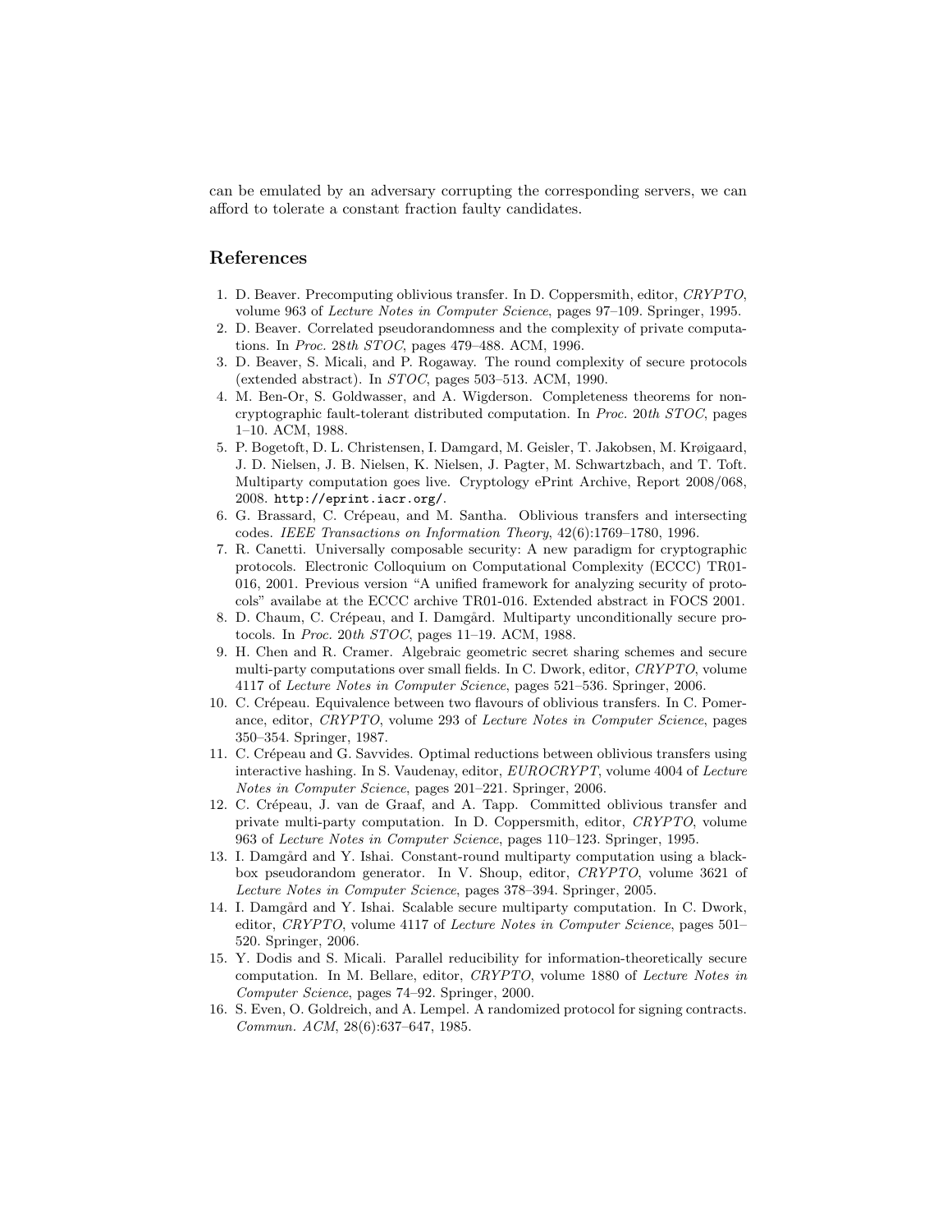can be emulated by an adversary corrupting the corresponding servers, we can afford to tolerate a constant fraction faulty candidates.

## References

1. D. Beaver. Precomputing oblivious transfer. In D. Coppersmith, editor, *CRYPTO*, volume 963 of *Lecture Notes in Computer Science*, pages 97–109. Springer, 1995.
2. D. Beaver. Correlated pseudorandomness and the complexity of private computations. In *Proc. 28th STOC*, pages 479–488. ACM, 1996.
3. D. Beaver, S. Micali, and P. Rogaway. The round complexity of secure protocols (extended abstract). In *STOC*, pages 503–513. ACM, 1990.
4. M. Ben-Or, S. Goldwasser, and A. Wigderson. Completeness theorems for non-cryptographic fault-tolerant distributed computation. In *Proc. 20th STOC*, pages 1–10. ACM, 1988.
5. P. Bogetoft, D. L. Christensen, I. Damgard, M. Geisler, T. Jakobsen, M. Krøigaard, J. D. Nielsen, J. B. Nielsen, K. Nielsen, J. Pagter, M. Schwartzbach, and T. Toft. Multiparty computation goes live. Cryptology ePrint Archive, Report 2008/068, 2008. `http://eprint.iacr.org/`.
6. G. Brassard, C. Crépeau, and M. Santha. Oblivious transfers and intersecting codes. *IEEE Transactions on Information Theory*, 42(6):1769–1780, 1996.
7. R. Canetti. Universally composable security: A new paradigm for cryptographic protocols. Electronic Colloquium on Computational Complexity (ECCC) TR01-016, 2001. Previous version "A unified framework for analyzing security of protocols" availabe at the ECCC archive TR01-016. Extended abstract in FOCS 2001.
8. D. Chaum, C. Crépeau, and I. Damgård. Multiparty unconditionally secure protocols. In *Proc. 20th STOC*, pages 11–19. ACM, 1988.
9. H. Chen and R. Cramer. Algebraic geometric secret sharing schemes and secure multi-party computations over small fields. In C. Dwork, editor, *CRYPTO*, volume 4117 of *Lecture Notes in Computer Science*, pages 521–536. Springer, 2006.
10. C. Crépeau. Equivalence between two flavours of oblivious transfers. In C. Pomerance, editor, *CRYPTO*, volume 293 of *Lecture Notes in Computer Science*, pages 350–354. Springer, 1987.
11. C. Crépeau and G. Savvides. Optimal reductions between oblivious transfers using interactive hashing. In S. Vaudenay, editor, *EUROCRYPT*, volume 4004 of *Lecture Notes in Computer Science*, pages 201–221. Springer, 2006.
12. C. Crépeau, J. van de Graaf, and A. Tapp. Committed oblivious transfer and private multi-party computation. In D. Coppersmith, editor, *CRYPTO*, volume 963 of *Lecture Notes in Computer Science*, pages 110–123. Springer, 1995.
13. I. Damgård and Y. Ishai. Constant-round multiparty computation using a black-box pseudorandom generator. In V. Shoup, editor, *CRYPTO*, volume 3621 of *Lecture Notes in Computer Science*, pages 378–394. Springer, 2005.
14. I. Damgård and Y. Ishai. Scalable secure multiparty computation. In C. Dwork, editor, *CRYPTO*, volume 4117 of *Lecture Notes in Computer Science*, pages 501–520. Springer, 2006.
15. Y. Dodis and S. Micali. Parallel reducibility for information-theoretically secure computation. In M. Bellare, editor, *CRYPTO*, volume 1880 of *Lecture Notes in Computer Science*, pages 74–92. Springer, 2000.
16. S. Even, O. Goldreich, and A. Lempel. A randomized protocol for signing contracts. *Commun. ACM*, 28(6):637–647, 1985.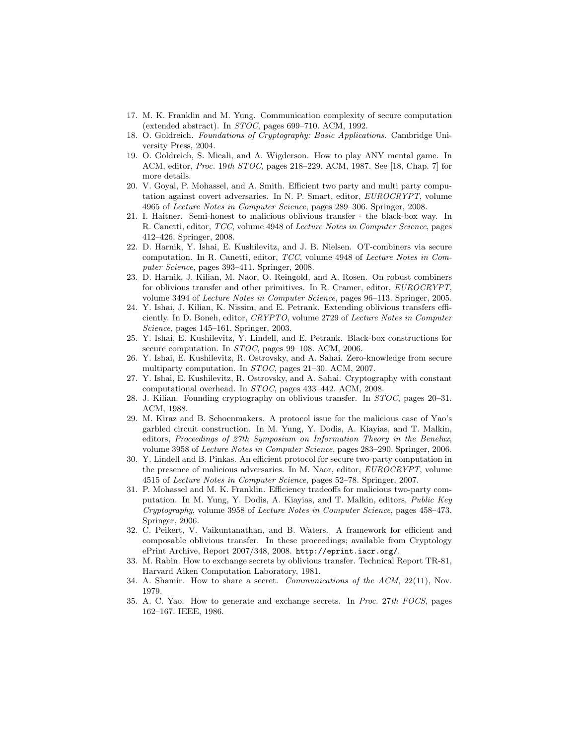17. M. K. Franklin and M. Yung. Communication complexity of secure computation (extended abstract). In *STOC*, pages 699–710. ACM, 1992.
18. O. Goldreich. *Foundations of Cryptography: Basic Applications*. Cambridge University Press, 2004.
19. O. Goldreich, S. Micali, and A. Wigderson. How to play ANY mental game. In ACM, editor, *Proc. 19th STOC*, pages 218–229. ACM, 1987. See [18, Chap. 7] for more details.
20. V. Goyal, P. Mohassel, and A. Smith. Efficient two party and multi party computation against covert adversaries. In N. P. Smart, editor, *EUROCRYPT*, volume 4965 of *Lecture Notes in Computer Science*, pages 289–306. Springer, 2008.
21. I. Haitner. Semi-honest to malicious oblivious transfer - the black-box way. In R. Canetti, editor, *TCC*, volume 4948 of *Lecture Notes in Computer Science*, pages 412–426. Springer, 2008.
22. D. Harnik, Y. Ishai, E. Kushilevitz, and J. B. Nielsen. OT-combiners via secure computation. In R. Canetti, editor, *TCC*, volume 4948 of *Lecture Notes in Computer Science*, pages 393–411. Springer, 2008.
23. D. Harnik, J. Kilian, M. Naor, O. Reingold, and A. Rosen. On robust combiners for oblivious transfer and other primitives. In R. Cramer, editor, *EUROCRYPT*, volume 3494 of *Lecture Notes in Computer Science*, pages 96–113. Springer, 2005.
24. Y. Ishai, J. Kilian, K. Nissim, and E. Petrank. Extending oblivious transfers efficiently. In D. Boneh, editor, *CRYPTO*, volume 2729 of *Lecture Notes in Computer Science*, pages 145–161. Springer, 2003.
25. Y. Ishai, E. Kushilevitz, Y. Lindell, and E. Petrank. Black-box constructions for secure computation. In *STOC*, pages 99–108. ACM, 2006.
26. Y. Ishai, E. Kushilevitz, R. Ostrovsky, and A. Sahai. Zero-knowledge from secure multiparty computation. In *STOC*, pages 21–30. ACM, 2007.
27. Y. Ishai, E. Kushilevitz, R. Ostrovsky, and A. Sahai. Cryptography with constant computational overhead. In *STOC*, pages 433–442. ACM, 2008.
28. J. Kilian. Founding cryptography on oblivious transfer. In *STOC*, pages 20–31. ACM, 1988.
29. M. Kiraz and B. Schoenmakers. A protocol issue for the malicious case of Yao's garbled circuit construction. In M. Yung, Y. Dodis, A. Kiayias, and T. Malkin, editors, *Proceedings of 27th Symposium on Information Theory in the Benelux*, volume 3958 of *Lecture Notes in Computer Science*, pages 283–290. Springer, 2006.
30. Y. Lindell and B. Pinkas. An efficient protocol for secure two-party computation in the presence of malicious adversaries. In M. Naor, editor, *EUROCRYPT*, volume 4515 of *Lecture Notes in Computer Science*, pages 52–78. Springer, 2007.
31. P. Mohassel and M. K. Franklin. Efficiency tradeoffs for malicious two-party computation. In M. Yung, Y. Dodis, A. Kiayias, and T. Malkin, editors, *Public Key Cryptography*, volume 3958 of *Lecture Notes in Computer Science*, pages 458–473. Springer, 2006.
32. C. Peikert, V. Vaikuntanathan, and B. Waters. A framework for efficient and composable oblivious transfer. In these proceedings; available from Cryptology ePrint Archive, Report 2007/348, 2008. `http://eprint.iacr.org/`.
33. M. Rabin. How to exchange secrets by oblivious transfer. Technical Report TR-81, Harvard Aiken Computation Laboratory, 1981.
34. A. Shamir. How to share a secret. *Communications of the ACM*, 22(11), Nov. 1979.
35. A. C. Yao. How to generate and exchange secrets. In *Proc. 27th FOCS*, pages 162–167. IEEE, 1986.